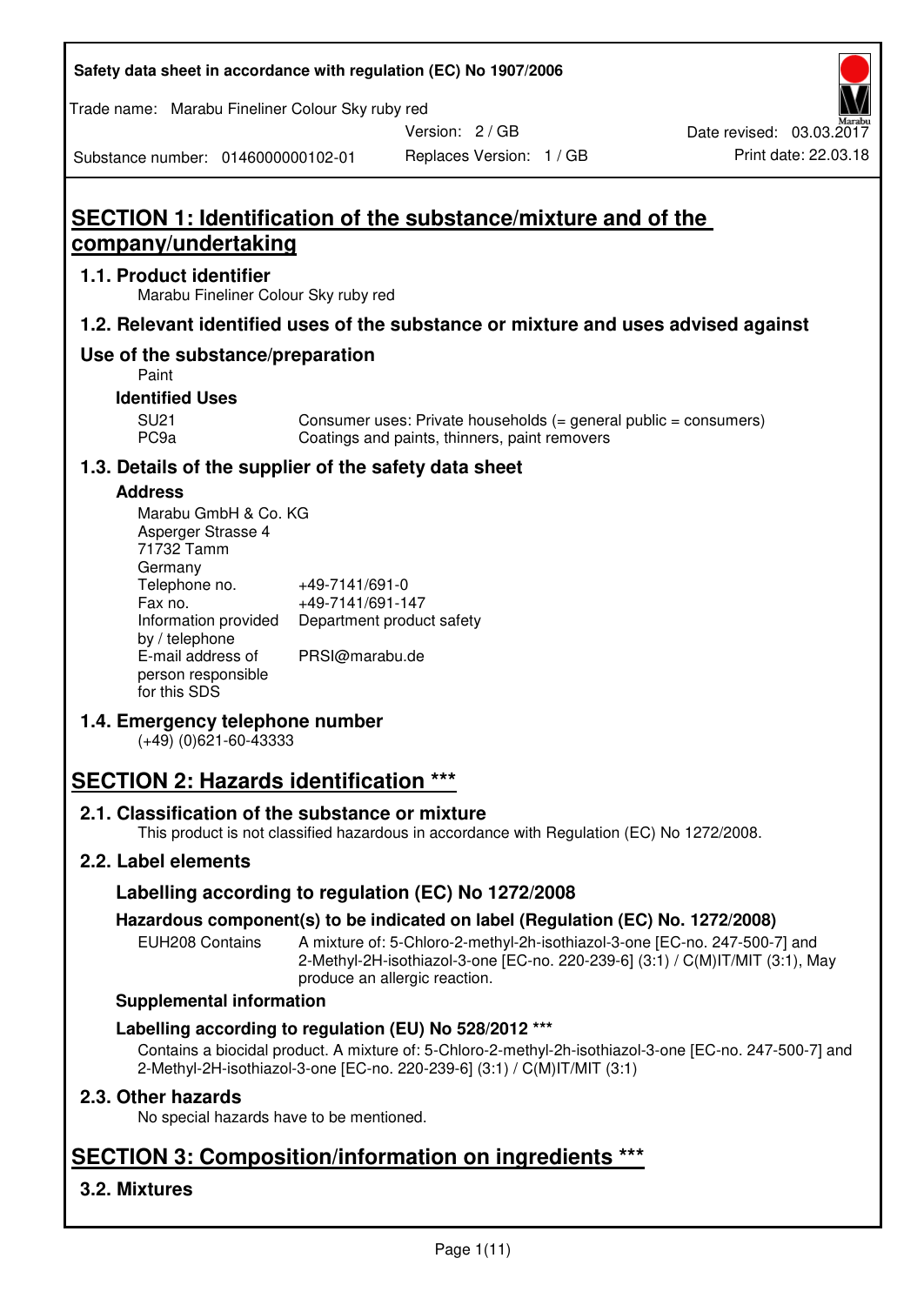# SECTION 1: Identification of the substance/mixture and of the company/undertaking

## 1.1. Product identifier

Marabu Fineliner Colour Sky ruby red

## 1.2. Relevant identified uses of the substance or mixture and uses advised against

### Use of the substance/preparation

Paint

**Identified Uses**

| | |
|---|---|
| SU21 | Consumer uses: Private households (= general public = consumers) |
| PC9a | Coatings and paints, thinners, paint removers |

## 1.3. Details of the supplier of the safety data sheet

**Address**

Marabu GmbH & Co. KG
Asperger Strasse 4
71732 Tamm
Germany

| | |
|---|---|
| Telephone no. | +49-7141/691-0 |
| Fax no. | +49-7141/691-147 |
| Information provided by / telephone | Department product safety |
| E-mail address of person responsible for this SDS | PRSI@marabu.de |

## 1.4. Emergency telephone number

(+49) (0)621-60-43333

# SECTION 2: Hazards identification ***

## 2.1. Classification of the substance or mixture

This product is not classified hazardous in accordance with Regulation (EC) No 1272/2008.

## 2.2. Label elements

### Labelling according to regulation (EC) No 1272/2008

**Hazardous component(s) to be indicated on label (Regulation (EC) No. 1272/2008)**

EUH208 Contains: A mixture of: 5-Chloro-2-methyl-2h-isothiazol-3-one [EC-no. 247-500-7] and 2-Methyl-2H-isothiazol-3-one [EC-no. 220-239-6] (3:1) / C(M)IT/MIT (3:1), May produce an allergic reaction.

**Supplemental information**

**Labelling according to regulation (EU) No 528/2012 ***

Contains a biocidal product. A mixture of: 5-Chloro-2-methyl-2h-isothiazol-3-one [EC-no. 247-500-7] and 2-Methyl-2H-isothiazol-3-one [EC-no. 220-239-6] (3:1) / C(M)IT/MIT (3:1)

## 2.3. Other hazards

No special hazards have to be mentioned.

# SECTION 3: Composition/information on ingredients ***

## 3.2. Mixtures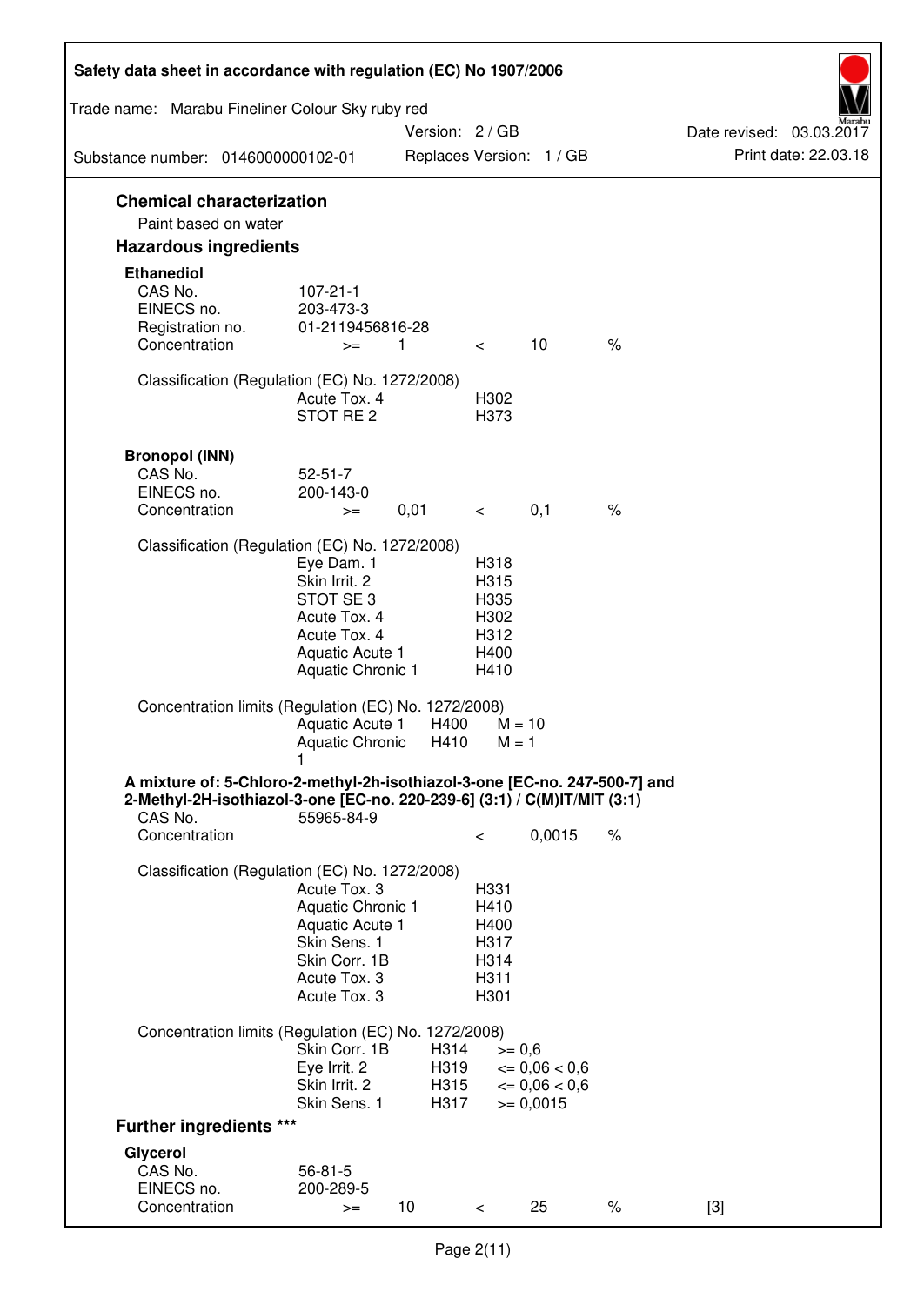### Chemical characterization

Paint based on water

### Hazardous ingredients

**Ethanediol**

| | | | | | |
|---|---|---|---|---|---|
| CAS No. | 107-21-1 | | | | |
| EINECS no. | 203-473-3 | | | | |
| Registration no. | 01-2119456816-28 | | | | |
| Concentration | >= | 1 | < | 10 | % |

Classification (Regulation (EC) No. 1272/2008)

| | |
|---|---|
| Acute Tox. 4 | H302 |
| STOT RE 2 | H373 |

**Bronopol (INN)**

| | | | | | |
|---|---|---|---|---|---|
| CAS No. | 52-51-7 | | | | |
| EINECS no. | 200-143-0 | | | | |
| Concentration | >= | 0,01 | < | 0,1 | % |

Classification (Regulation (EC) No. 1272/2008)

| | |
|---|---|
| Eye Dam. 1 | H318 |
| Skin Irrit. 2 | H315 |
| STOT SE 3 | H335 |
| Acute Tox. 4 | H302 |
| Acute Tox. 4 | H312 |
| Aquatic Acute 1 | H400 |
| Aquatic Chronic 1 | H410 |

Concentration limits (Regulation (EC) No. 1272/2008)

| | | |
|---|---|---|
| Aquatic Acute 1 | H400 | M = 10 |
| Aquatic Chronic 1 | H410 | M = 1 |

**A mixture of: 5-Chloro-2-methyl-2h-isothiazol-3-one [EC-no. 247-500-7] and 2-Methyl-2H-isothiazol-3-one [EC-no. 220-239-6] (3:1) / C(M)IT/MIT (3:1)**

| | | | |
|---|---|---|---|
| CAS No. | 55965-84-9 | | |
| Concentration | < | 0,0015 | % |

Classification (Regulation (EC) No. 1272/2008)

| | |
|---|---|
| Acute Tox. 3 | H331 |
| Aquatic Chronic 1 | H410 |
| Aquatic Acute 1 | H400 |
| Skin Sens. 1 | H317 |
| Skin Corr. 1B | H314 |
| Acute Tox. 3 | H311 |
| Acute Tox. 3 | H301 |

Concentration limits (Regulation (EC) No. 1272/2008)

| | | |
|---|---|---|
| Skin Corr. 1B | H314 | >= 0,6 |
| Eye Irrit. 2 | H319 | <= 0,06 < 0,6 |
| Skin Irrit. 2 | H315 | <= 0,06 < 0,6 |
| Skin Sens. 1 | H317 | >= 0,0015 |

### Further ingredients ***

**Glycerol**

| | | | | | | |
|---|---|---|---|---|---|---|
| CAS No. | 56-81-5 | | | | | |
| EINECS no. | 200-289-5 | | | | | |
| Concentration | >= | 10 | < | 25 | % | [3] |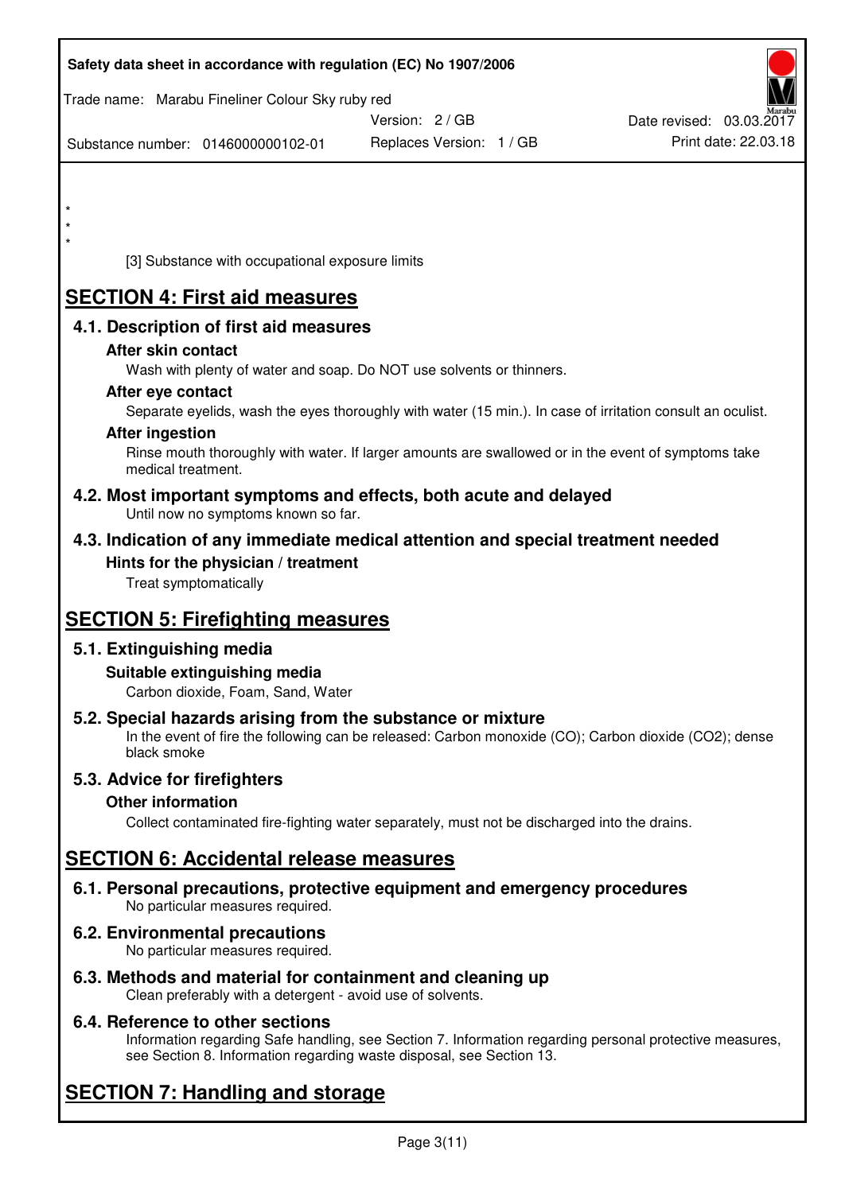*
*
*

[3] Substance with occupational exposure limits

# SECTION 4: First aid measures

## 4.1. Description of first aid measures

### After skin contact

Wash with plenty of water and soap. Do NOT use solvents or thinners.

### After eye contact

Separate eyelids, wash the eyes thoroughly with water (15 min.). In case of irritation consult an oculist.

### After ingestion

Rinse mouth thoroughly with water. If larger amounts are swallowed or in the event of symptoms take medical treatment.

## 4.2. Most important symptoms and effects, both acute and delayed

Until now no symptoms known so far.

## 4.3. Indication of any immediate medical attention and special treatment needed

### Hints for the physician / treatment

Treat symptomatically

# SECTION 5: Firefighting measures

## 5.1. Extinguishing media

### Suitable extinguishing media

Carbon dioxide, Foam, Sand, Water

## 5.2. Special hazards arising from the substance or mixture

In the event of fire the following can be released: Carbon monoxide (CO); Carbon dioxide ($CO_2$); dense black smoke

## 5.3. Advice for firefighters

### Other information

Collect contaminated fire-fighting water separately, must not be discharged into the drains.

# SECTION 6: Accidental release measures

## 6.1. Personal precautions, protective equipment and emergency procedures

No particular measures required.

## 6.2. Environmental precautions

No particular measures required.

## 6.3. Methods and material for containment and cleaning up

Clean preferably with a detergent - avoid use of solvents.

## 6.4. Reference to other sections

Information regarding Safe handling, see Section 7. Information regarding personal protective measures, see Section 8. Information regarding waste disposal, see Section 13.

# SECTION 7: Handling and storage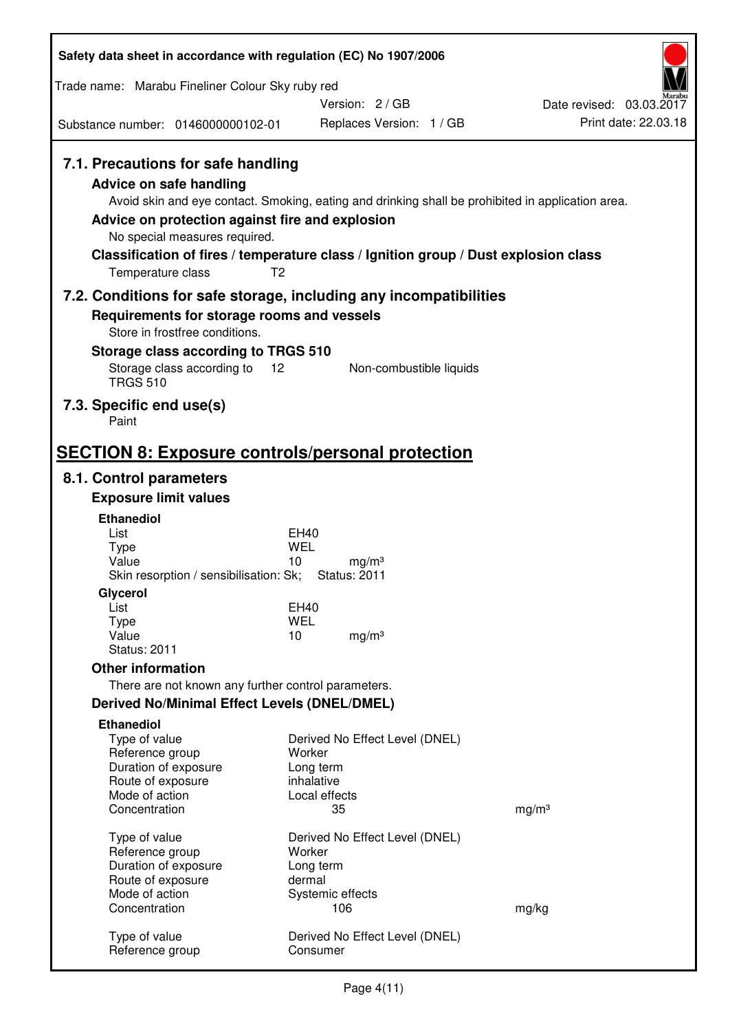### 7.1. Precautions for safe handling

**Advice on safe handling**

Avoid skin and eye contact. Smoking, eating and drinking shall be prohibited in application area.

**Advice on protection against fire and explosion**

No special measures required.

**Classification of fires / temperature class / Ignition group / Dust explosion class**

| | |
|---|---|
| Temperature class | T2 |

### 7.2. Conditions for safe storage, including any incompatibilities

**Requirements for storage rooms and vessels**

Store in frostfree conditions.

**Storage class according to TRGS 510**

| | | |
|---|---|---|
| Storage class according to TRGS 510 | 12 | Non-combustible liquids |

### 7.3. Specific end use(s)

Paint

## SECTION 8: Exposure controls/personal protection

### 8.1. Control parameters

**Exposure limit values**

**Ethanediol**

| | | |
|---|---|---|
| List | EH40 | |
| Type | WEL | |
| Value | 10 | mg/m³ |
| Skin resorption / sensibilisation: Sk; | Status: 2011 | |

**Glycerol**

| | | |
|---|---|---|
| List | EH40 | |
| Type | WEL | |
| Value | 10 | mg/m³ |
| Status: 2011 | | |

**Other information**

There are not known any further control parameters.

**Derived No/Minimal Effect Levels (DNEL/DMEL)**

**Ethanediol**

| | | |
|---|---|---|
| Type of value | Derived No Effect Level (DNEL) | |
| Reference group | Worker | |
| Duration of exposure | Long term | |
| Route of exposure | inhalative | |
| Mode of action | Local effects | |
| Concentration | 35 | mg/m³ |

| | | |
|---|---|---|
| Type of value | Derived No Effect Level (DNEL) | |
| Reference group | Worker | |
| Duration of exposure | Long term | |
| Route of exposure | dermal | |
| Mode of action | Systemic effects | |
| Concentration | 106 | mg/kg |

| | |
|---|---|
| Type of value | Derived No Effect Level (DNEL) |
| Reference group | Consumer |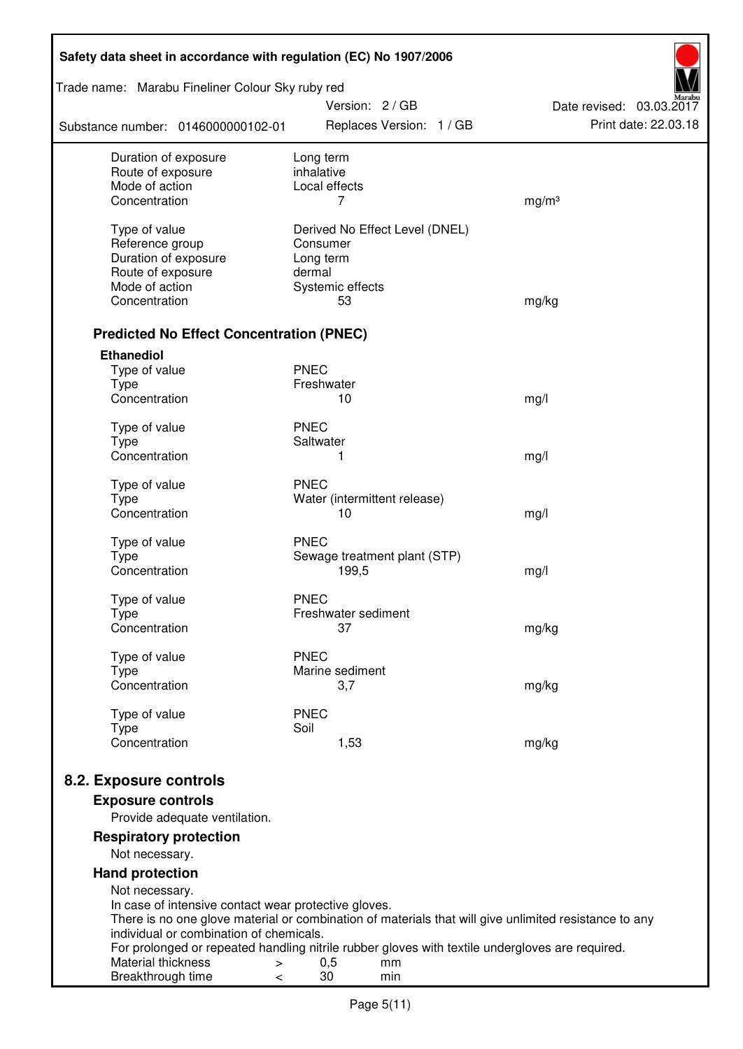| | | |
|---|---|---|
| Duration of exposure | Long term | |
| Route of exposure | inhalative | |
| Mode of action | Local effects | |
| Concentration | 7 | mg/m³ |
| | | |
| Type of value | Derived No Effect Level (DNEL) | |
| Reference group | Consumer | |
| Duration of exposure | Long term | |
| Route of exposure | dermal | |
| Mode of action | Systemic effects | |
| Concentration | 53 | mg/kg |

### Predicted No Effect Concentration (PNEC)

**Ethanediol**

| | | |
|---|---|---|
| Type of value | PNEC | |
| Type | Freshwater | |
| Concentration | 10 | mg/l |
| | | |
| Type of value | PNEC | |
| Type | Saltwater | |
| Concentration | 1 | mg/l |
| | | |
| Type of value | PNEC | |
| Type | Water (intermittent release) | |
| Concentration | 10 | mg/l |
| | | |
| Type of value | PNEC | |
| Type | Sewage treatment plant (STP) | |
| Concentration | 199,5 | mg/l |
| | | |
| Type of value | PNEC | |
| Type | Freshwater sediment | |
| Concentration | 37 | mg/kg |
| | | |
| Type of value | PNEC | |
| Type | Marine sediment | |
| Concentration | 3,7 | mg/kg |
| | | |
| Type of value | PNEC | |
| Type | Soil | |
| Concentration | 1,53 | mg/kg |

## 8.2. Exposure controls

### Exposure controls

Provide adequate ventilation.

### Respiratory protection

Not necessary.

### Hand protection

Not necessary.
In case of intensive contact wear protective gloves.
There is no one glove material or combination of materials that will give unlimited resistance to any individual or combination of chemicals.
For prolonged or repeated handling nitrile rubber gloves with textile undergloves are required.

| | | | |
|---|---|---|---|
| Material thickness | > | 0,5 | mm |
| Breakthrough time | < | 30 | min |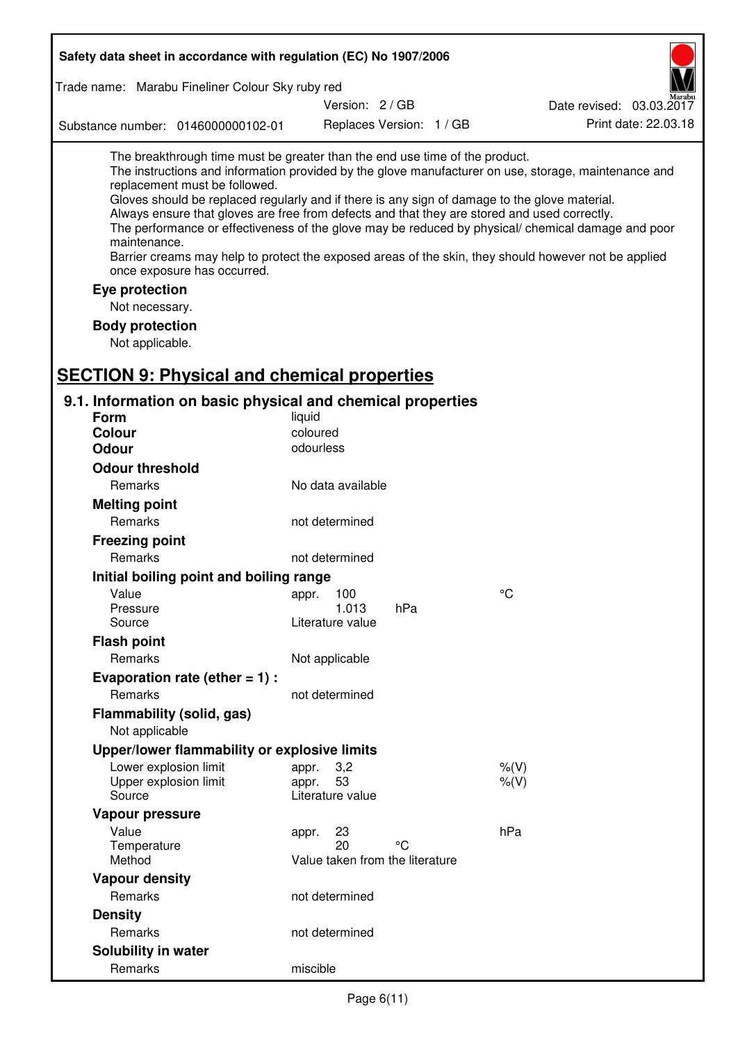The breakthrough time must be greater than the end use time of the product.
The instructions and information provided by the glove manufacturer on use, storage, maintenance and replacement must be followed.
Gloves should be replaced regularly and if there is any sign of damage to the glove material.
Always ensure that gloves are free from defects and that they are stored and used correctly.
The performance or effectiveness of the glove may be reduced by physical/ chemical damage and poor maintenance.
Barrier creams may help to protect the exposed areas of the skin, they should however not be applied once exposure has occurred.

**Eye protection**

Not necessary.

**Body protection**

Not applicable.

## SECTION 9: Physical and chemical properties

### 9.1. Information on basic physical and chemical properties

**Form** liquid

**Colour** coloured

**Odour** odourless

**Odour threshold**

| Remarks | No data available |
|---|---|

**Melting point**

| Remarks | not determined |
|---|---|

**Freezing point**

| Remarks | not determined |
|---|---|

**Initial boiling point and boiling range**

| | | | |
|---|---|---|---|
| Value | appr. 100 | | °C |
| Pressure | 1.013 | hPa | |
| Source | Literature value | | |

**Flash point**

| Remarks | Not applicable |
|---|---|

**Evaporation rate (ether = 1) :**

| Remarks | not determined |
|---|---|

**Flammability (solid, gas)**

Not applicable

**Upper/lower flammability or explosive limits**

| | | |
|---|---|---|
| Lower explosion limit | appr. 3,2 | %(V) |
| Upper explosion limit | appr. 53 | %(V) |
| Source | Literature value | |

**Vapour pressure**

| | | | |
|---|---|---|---|
| Value | appr. 23 | | hPa |
| Temperature | 20 | °C | |
| Method | Value taken from the literature | | |

**Vapour density**

| Remarks | not determined |
|---|---|

**Density**

| Remarks | not determined |
|---|---|

**Solubility in water**

| Remarks | miscible |
|---|---|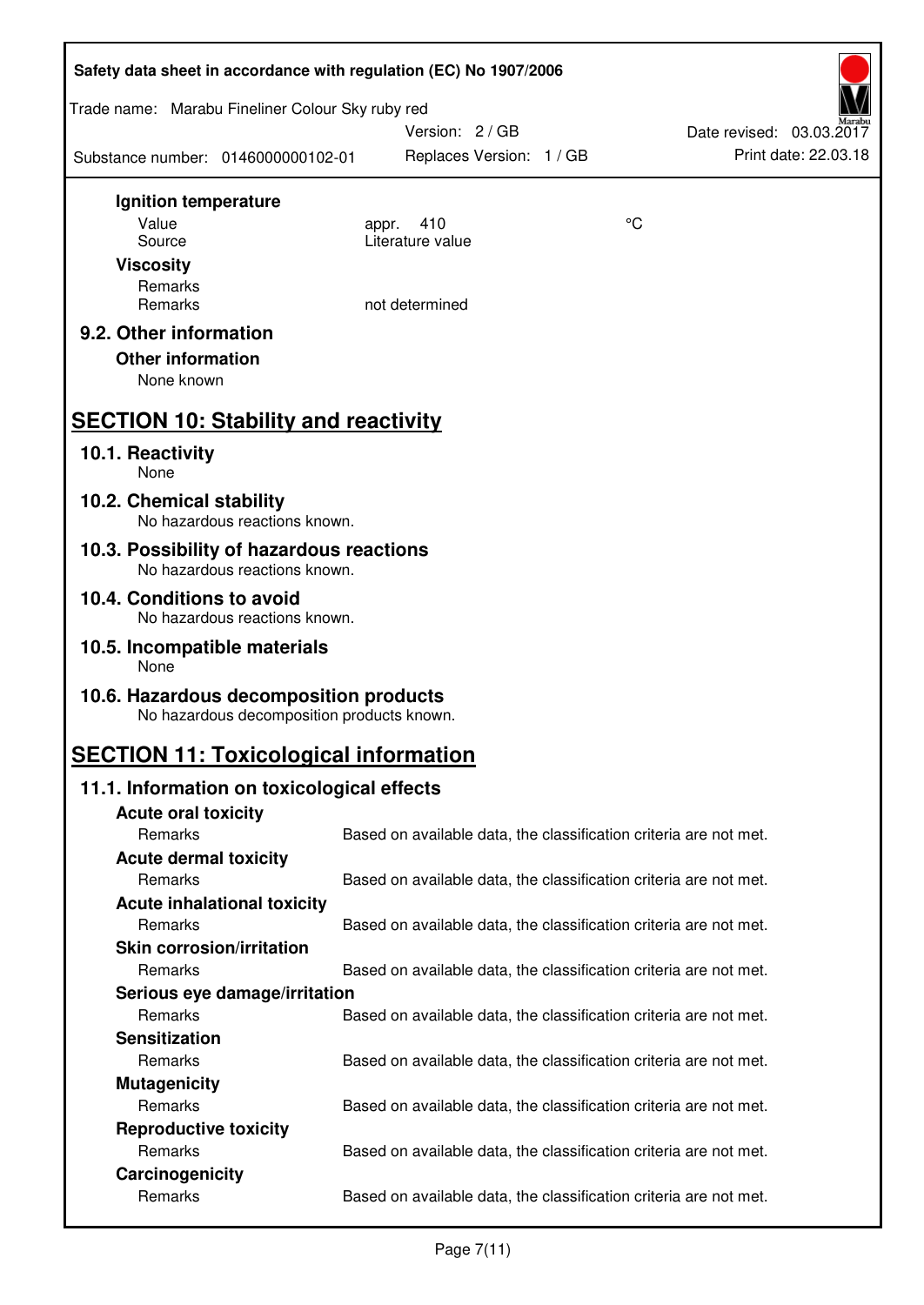**Ignition temperature**

| | | |
|---|---|---|
| Value | appr. 410 | °C |
| Source | Literature value | |

**Viscosity**

| | |
|---|---|
| Remarks | |
| Remarks | not determined |

### 9.2. Other information

**Other information**

None known

## SECTION 10: Stability and reactivity

### 10.1. Reactivity

None

### 10.2. Chemical stability

No hazardous reactions known.

### 10.3. Possibility of hazardous reactions

No hazardous reactions known.

### 10.4. Conditions to avoid

No hazardous reactions known.

### 10.5. Incompatible materials

None

### 10.6. Hazardous decomposition products

No hazardous decomposition products known.

## SECTION 11: Toxicological information

### 11.1. Information on toxicological effects

**Acute oral toxicity**

Remarks: Based on available data, the classification criteria are not met.

**Acute dermal toxicity**

Remarks: Based on available data, the classification criteria are not met.

**Acute inhalational toxicity**

Remarks: Based on available data, the classification criteria are not met.

**Skin corrosion/irritation**

Remarks: Based on available data, the classification criteria are not met.

**Serious eye damage/irritation**

Remarks: Based on available data, the classification criteria are not met.

**Sensitization**

Remarks: Based on available data, the classification criteria are not met.

**Mutagenicity**

Remarks: Based on available data, the classification criteria are not met.

**Reproductive toxicity**

Remarks: Based on available data, the classification criteria are not met.

**Carcinogenicity**

Remarks: Based on available data, the classification criteria are not met.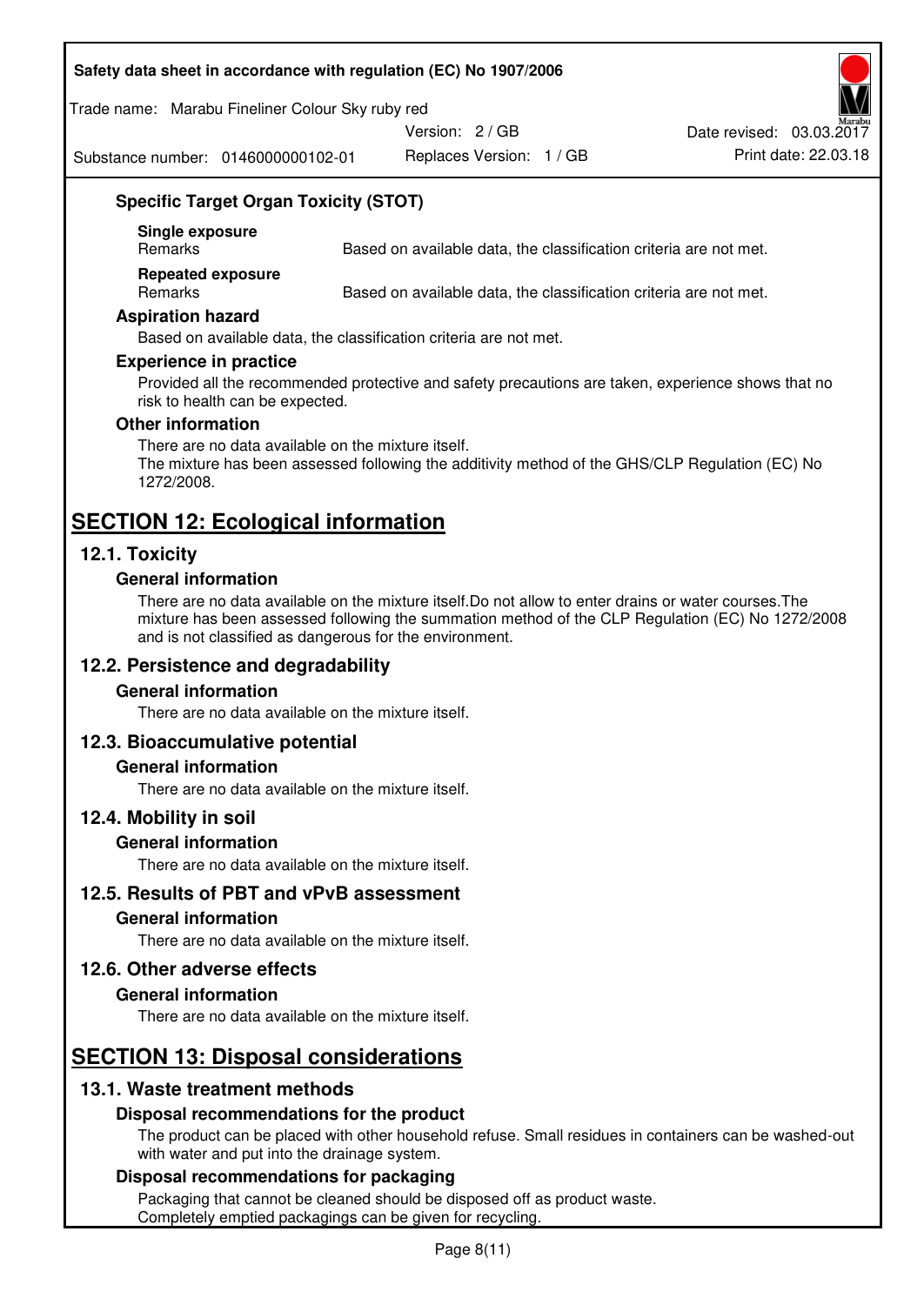### Specific Target Organ Toxicity (STOT)

**Single exposure**

| Remarks | Based on available data, the classification criteria are not met. |
|---|---|

**Repeated exposure**

| Remarks | Based on available data, the classification criteria are not met. |
|---|---|

### Aspiration hazard

Based on available data, the classification criteria are not met.

### Experience in practice

Provided all the recommended protective and safety precautions are taken, experience shows that no risk to health can be expected.

### Other information

There are no data available on the mixture itself.
The mixture has been assessed following the additivity method of the GHS/CLP Regulation (EC) No 1272/2008.

# SECTION 12: Ecological information

## 12.1. Toxicity

### General information

There are no data available on the mixture itself.Do not allow to enter drains or water courses.The mixture has been assessed following the summation method of the CLP Regulation (EC) No 1272/2008 and is not classified as dangerous for the environment.

## 12.2. Persistence and degradability

### General information

There are no data available on the mixture itself.

## 12.3. Bioaccumulative potential

### General information

There are no data available on the mixture itself.

## 12.4. Mobility in soil

### General information

There are no data available on the mixture itself.

## 12.5. Results of PBT and vPvB assessment

### General information

There are no data available on the mixture itself.

## 12.6. Other adverse effects

### General information

There are no data available on the mixture itself.

# SECTION 13: Disposal considerations

## 13.1. Waste treatment methods

### Disposal recommendations for the product

The product can be placed with other household refuse. Small residues in containers can be washed-out with water and put into the drainage system.

### Disposal recommendations for packaging

Packaging that cannot be cleaned should be disposed off as product waste.
Completely emptied packagings can be given for recycling.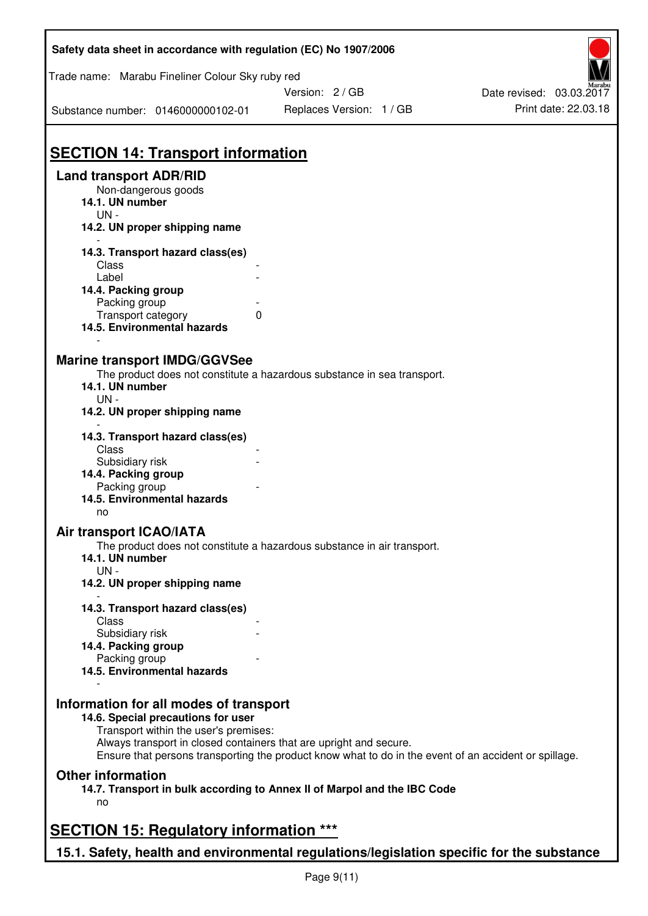# SECTION 14: Transport information

## Land transport ADR/RID

Non-dangerous goods

**14.1. UN number**

UN -

**14.2. UN proper shipping name**

-

**14.3. Transport hazard class(es)**

| | |
|---|---|
| Class | - |
| Label | - |

**14.4. Packing group**

| | |
|---|---|
| Packing group | - |
| Transport category | 0 |

**14.5. Environmental hazards**

-

## Marine transport IMDG/GGVSee

The product does not constitute a hazardous substance in sea transport.

**14.1. UN number**

UN -

**14.2. UN proper shipping name**

-

**14.3. Transport hazard class(es)**

| | |
|---|---|
| Class | - |
| Subsidiary risk | - |

**14.4. Packing group**

| | |
|---|---|
| Packing group | - |

**14.5. Environmental hazards**

no

## Air transport ICAO/IATA

The product does not constitute a hazardous substance in air transport.

**14.1. UN number**

UN -

**14.2. UN proper shipping name**

-

**14.3. Transport hazard class(es)**

| | |
|---|---|
| Class | - |
| Subsidiary risk | - |

**14.4. Packing group**

| | |
|---|---|
| Packing group | - |

**14.5. Environmental hazards**

-

## Information for all modes of transport

**14.6. Special precautions for user**

Transport within the user's premises:
Always transport in closed containers that are upright and secure.
Ensure that persons transporting the product know what to do in the event of an accident or spillage.

## Other information

**14.7. Transport in bulk according to Annex II of Marpol and the IBC Code**

no

# SECTION 15: Regulatory information ***

## 15.1. Safety, health and environmental regulations/legislation specific for the substance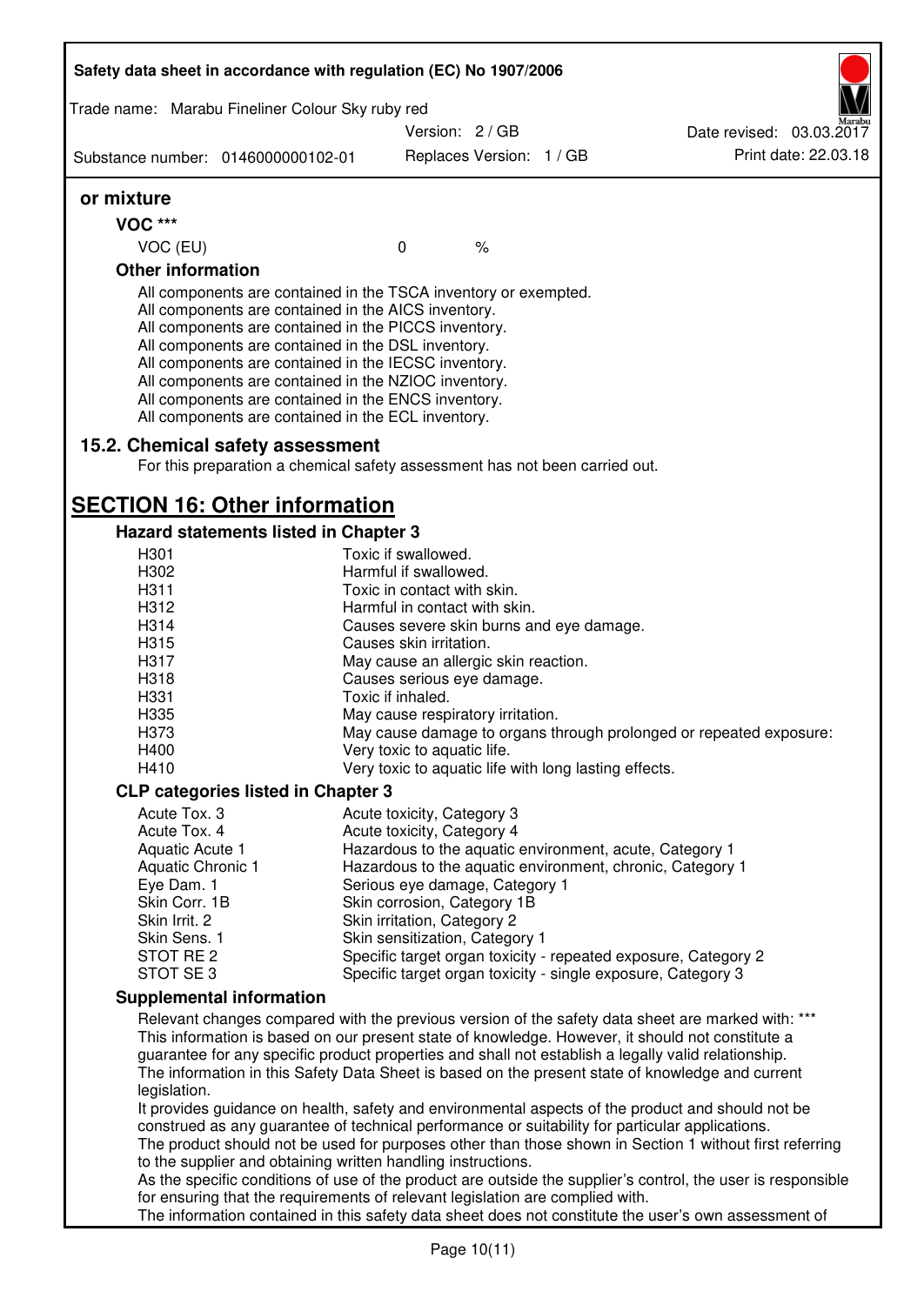**or mixture**

**VOC \*\*\***

| | | |
|---|---|---|
| VOC (EU) | 0 | % |

**Other information**

All components are contained in the TSCA inventory or exempted.
All components are contained in the AICS inventory.
All components are contained in the PICCS inventory.
All components are contained in the DSL inventory.
All components are contained in the IECSC inventory.
All components are contained in the NZIOC inventory.
All components are contained in the ENCS inventory.
All components are contained in the ECL inventory.

## 15.2. Chemical safety assessment

For this preparation a chemical safety assessment has not been carried out.

# SECTION 16: Other information

### Hazard statements listed in Chapter 3

| | |
|---|---|
| H301 | Toxic if swallowed. |
| H302 | Harmful if swallowed. |
| H311 | Toxic in contact with skin. |
| H312 | Harmful in contact with skin. |
| H314 | Causes severe skin burns and eye damage. |
| H315 | Causes skin irritation. |
| H317 | May cause an allergic skin reaction. |
| H318 | Causes serious eye damage. |
| H331 | Toxic if inhaled. |
| H335 | May cause respiratory irritation. |
| H373 | May cause damage to organs through prolonged or repeated exposure: |
| H400 | Very toxic to aquatic life. |
| H410 | Very toxic to aquatic life with long lasting effects. |

### CLP categories listed in Chapter 3

| | |
|---|---|
| Acute Tox. 3 | Acute toxicity, Category 3 |
| Acute Tox. 4 | Acute toxicity, Category 4 |
| Aquatic Acute 1 | Hazardous to the aquatic environment, acute, Category 1 |
| Aquatic Chronic 1 | Hazardous to the aquatic environment, chronic, Category 1 |
| Eye Dam. 1 | Serious eye damage, Category 1 |
| Skin Corr. 1B | Skin corrosion, Category 1B |
| Skin Irrit. 2 | Skin irritation, Category 2 |
| Skin Sens. 1 | Skin sensitization, Category 1 |
| STOT RE 2 | Specific target organ toxicity - repeated exposure, Category 2 |
| STOT SE 3 | Specific target organ toxicity - single exposure, Category 3 |

### Supplemental information

Relevant changes compared with the previous version of the safety data sheet are marked with: \*\*\*
This information is based on our present state of knowledge. However, it should not constitute a guarantee for any specific product properties and shall not establish a legally valid relationship.
The information in this Safety Data Sheet is based on the present state of knowledge and current legislation.
It provides guidance on health, safety and environmental aspects of the product and should not be construed as any guarantee of technical performance or suitability for particular applications.
The product should not be used for purposes other than those shown in Section 1 without first referring to the supplier and obtaining written handling instructions.
As the specific conditions of use of the product are outside the supplier's control, the user is responsible for ensuring that the requirements of relevant legislation are complied with.
The information contained in this safety data sheet does not constitute the user's own assessment of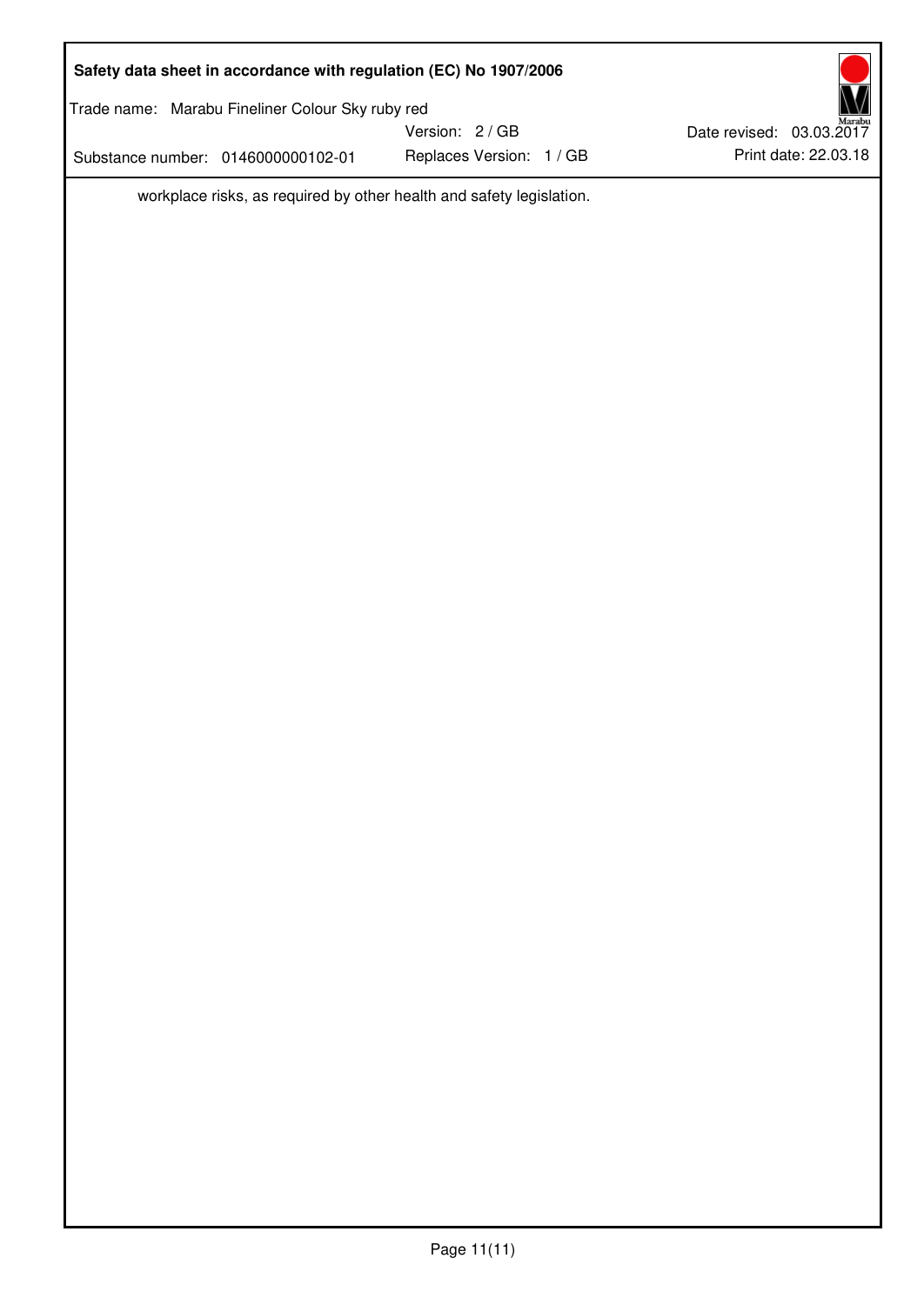workplace risks, as required by other health and safety legislation.